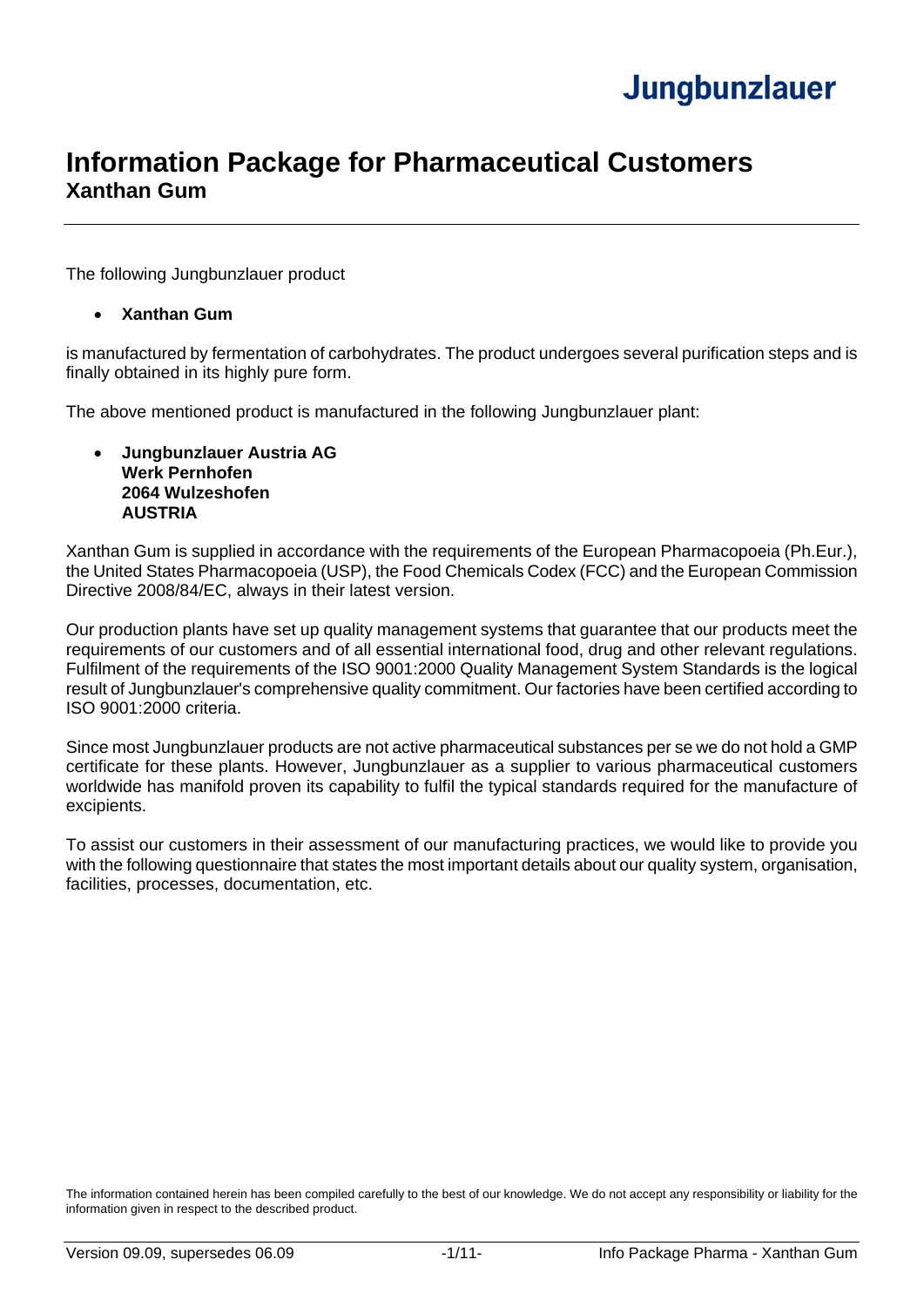# Information Package for Pharmaceutical Customers
## Xanthan Gum

The following Jungbunzlauer product

- **Xanthan Gum**

is manufactured by fermentation of carbohydrates. The product undergoes several purification steps and is finally obtained in its highly pure form.

The above mentioned product is manufactured in the following Jungbunzlauer plant:

- **Jungbunzlauer Austria AG**
  **Werk Pernhofen**
  **2064 Wulzeshofen**
  **AUSTRIA**

Xanthan Gum is supplied in accordance with the requirements of the European Pharmacopoeia (Ph.Eur.), the United States Pharmacopoeia (USP), the Food Chemicals Codex (FCC) and the European Commission Directive 2008/84/EC, always in their latest version.

Our production plants have set up quality management systems that guarantee that our products meet the requirements of our customers and of all essential international food, drug and other relevant regulations. Fulfilment of the requirements of the ISO 9001:2000 Quality Management System Standards is the logical result of Jungbunzlauer's comprehensive quality commitment. Our factories have been certified according to ISO 9001:2000 criteria.

Since most Jungbunzlauer products are not active pharmaceutical substances per se we do not hold a GMP certificate for these plants. However, Jungbunzlauer as a supplier to various pharmaceutical customers worldwide has manifold proven its capability to fulfil the typical standards required for the manufacture of excipients.

To assist our customers in their assessment of our manufacturing practices, we would like to provide you with the following questionnaire that states the most important details about our quality system, organisation, facilities, processes, documentation, etc.

The information contained herein has been compiled carefully to the best of our knowledge. We do not accept any responsibility or liability for the information given in respect to the described product.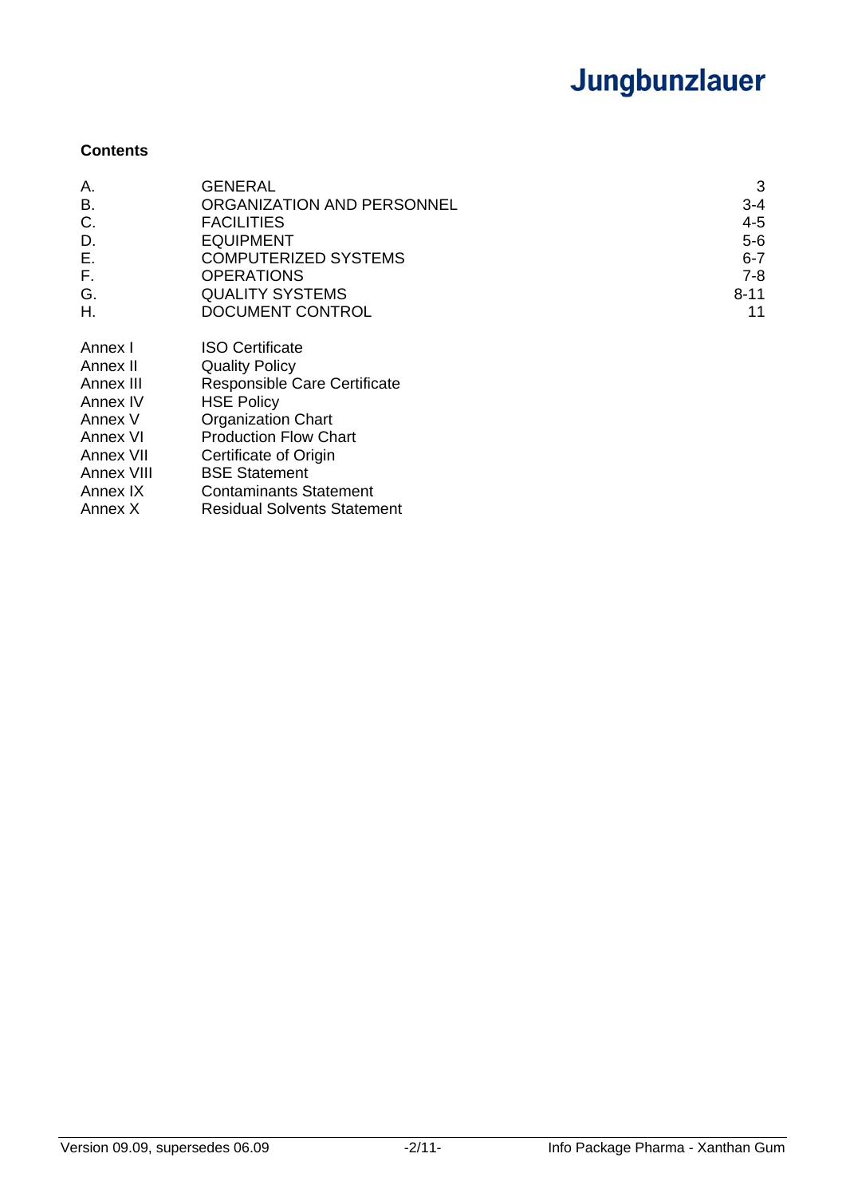**Contents**

| | | |
|---|---|---|
| A. | GENERAL | 3 |
| B. | ORGANIZATION AND PERSONNEL | 3-4 |
| C. | FACILITIES | 4-5 |
| D. | EQUIPMENT | 5-6 |
| E. | COMPUTERIZED SYSTEMS | 6-7 |
| F. | OPERATIONS | 7-8 |
| G. | QUALITY SYSTEMS | 8-11 |
| H. | DOCUMENT CONTROL | 11 |

| | |
|---|---|
| Annex I | ISO Certificate |
| Annex II | Quality Policy |
| Annex III | Responsible Care Certificate |
| Annex IV | HSE Policy |
| Annex V | Organization Chart |
| Annex VI | Production Flow Chart |
| Annex VII | Certificate of Origin |
| Annex VIII | BSE Statement |
| Annex IX | Contaminants Statement |
| Annex X | Residual Solvents Statement |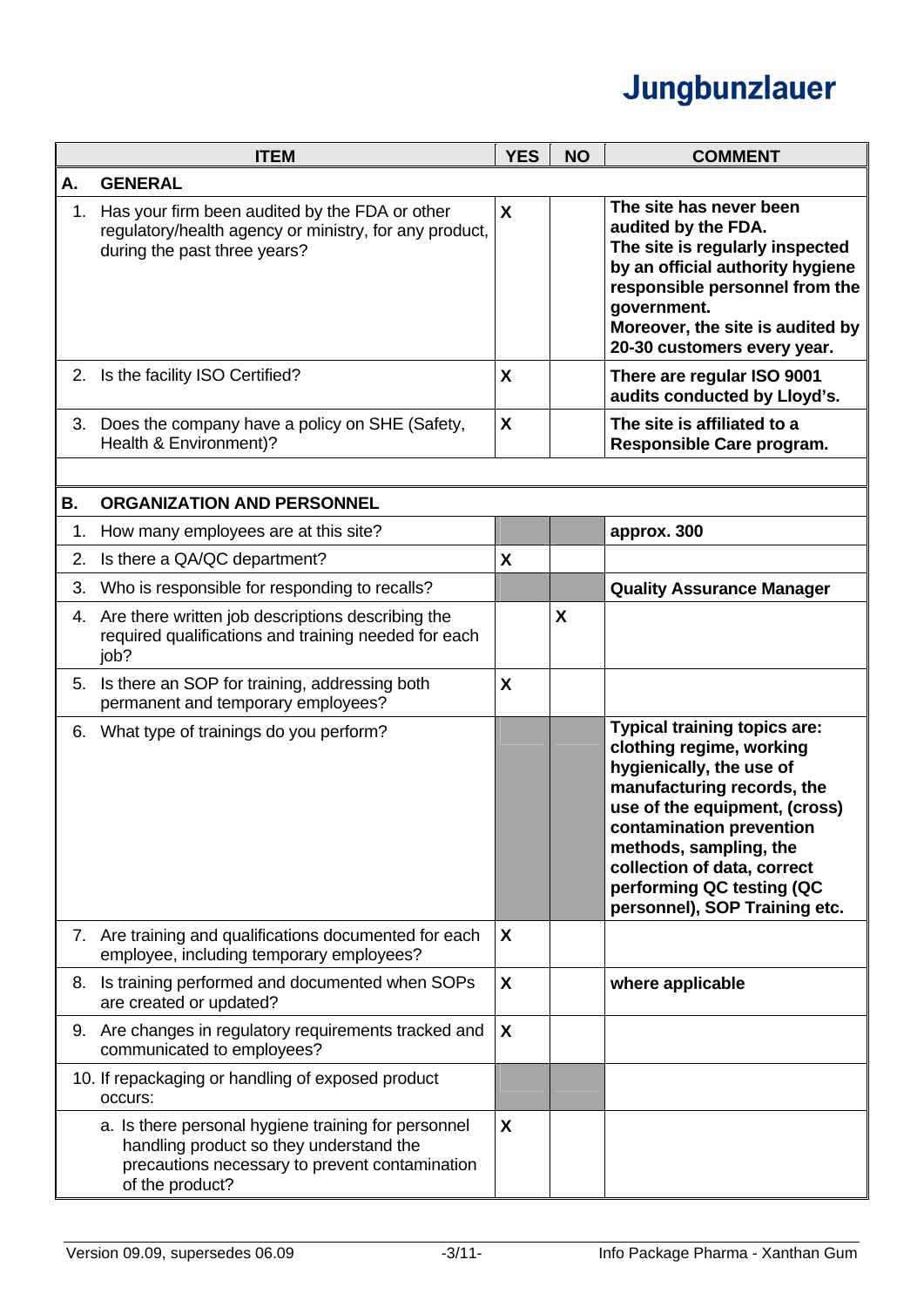| ITEM | YES | NO | COMMENT |
|---|---|---|---|
| **A. GENERAL** | | | |
| 1. Has your firm been audited by the FDA or other regulatory/health agency or ministry, for any product, during the past three years? | X | | **The site has never been audited by the FDA. The site is regularly inspected by an official authority hygiene responsible personnel from the government. Moreover, the site is audited by 20-30 customers every year.** |
| 2. Is the facility ISO Certified? | X | | **There are regular ISO 9001 audits conducted by Lloyd's.** |
| 3. Does the company have a policy on SHE (Safety, Health & Environment)? | X | | **The site is affiliated to a Responsible Care program.** |
| | | | |
| **B. ORGANIZATION AND PERSONNEL** | | | |
| 1. How many employees are at this site? | | | **approx. 300** |
| 2. Is there a QA/QC department? | X | | |
| 3. Who is responsible for responding to recalls? | | | **Quality Assurance Manager** |
| 4. Are there written job descriptions describing the required qualifications and training needed for each job? | | X | |
| 5. Is there an SOP for training, addressing both permanent and temporary employees? | X | | |
| 6. What type of trainings do you perform? | | | **Typical training topics are: clothing regime, working hygienically, the use of manufacturing records, the use of the equipment, (cross) contamination prevention methods, sampling, the collection of data, correct performing QC testing (QC personnel), SOP Training etc.** |
| 7. Are training and qualifications documented for each employee, including temporary employees? | X | | |
| 8. Is training performed and documented when SOPs are created or updated? | X | | **where applicable** |
| 9. Are changes in regulatory requirements tracked and communicated to employees? | X | | |
| 10. If repackaging or handling of exposed product occurs: | | | |
| a. Is there personal hygiene training for personnel handling product so they understand the precautions necessary to prevent contamination of the product? | X | | |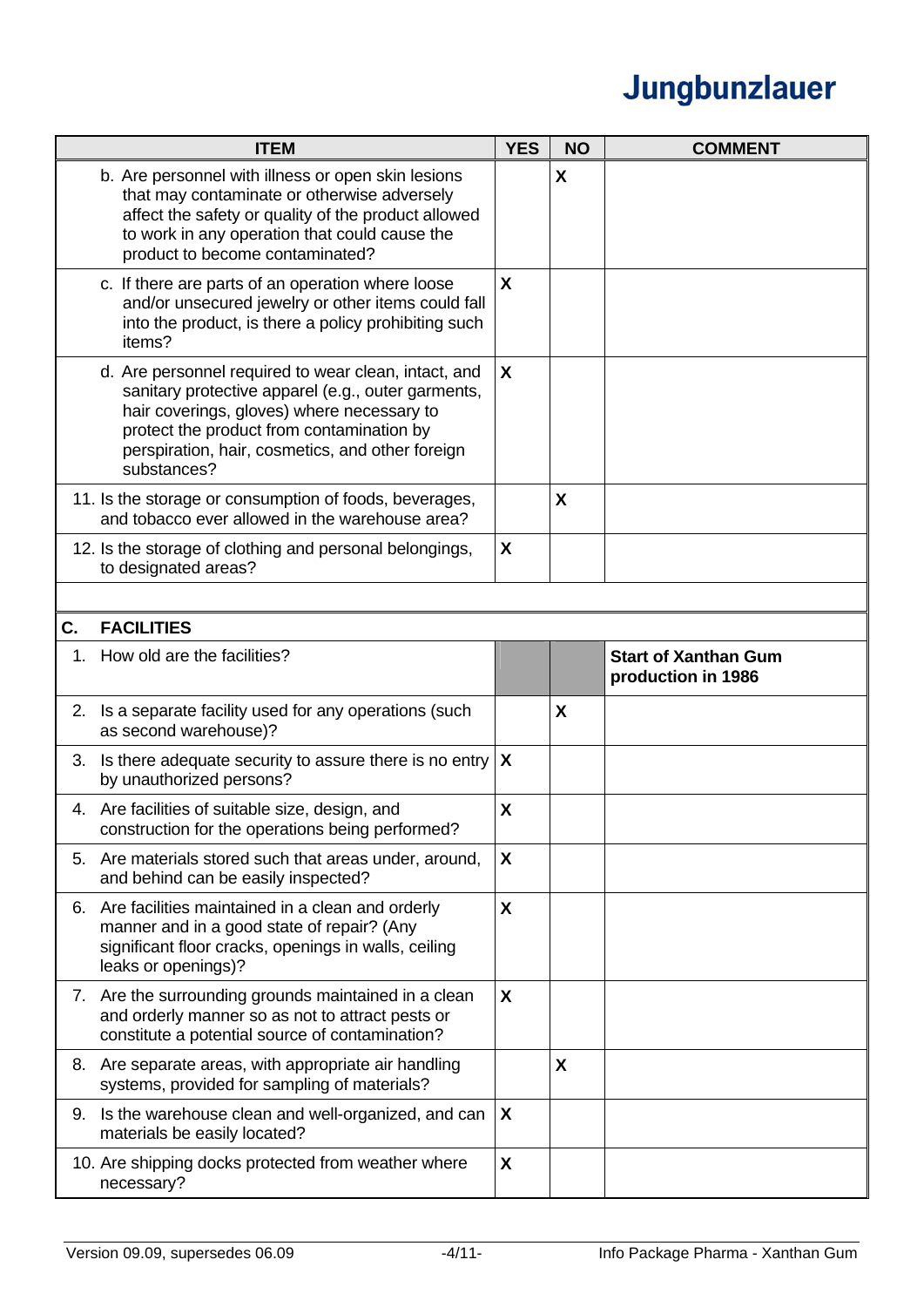| ITEM | YES | NO | COMMENT |
|---|---|---|---|
| b. Are personnel with illness or open skin lesions that may contaminate or otherwise adversely affect the safety or quality of the product allowed to work in any operation that could cause the product to become contaminated? | | X | |
| c. If there are parts of an operation where loose and/or unsecured jewelry or other items could fall into the product, is there a policy prohibiting such items? | X | | |
| d. Are personnel required to wear clean, intact, and sanitary protective apparel (e.g., outer garments, hair coverings, gloves) where necessary to protect the product from contamination by perspiration, hair, cosmetics, and other foreign substances? | X | | |
| 11. Is the storage or consumption of foods, beverages, and tobacco ever allowed in the warehouse area? | | X | |
| 12. Is the storage of clothing and personal belongings, to designated areas? | X | | |
| | | | |
| **C. FACILITIES** | | | |
| 1. How old are the facilities? | | | **Start of Xanthan Gum production in 1986** |
| 2. Is a separate facility used for any operations (such as second warehouse)? | | X | |
| 3. Is there adequate security to assure there is no entry by unauthorized persons? | X | | |
| 4. Are facilities of suitable size, design, and construction for the operations being performed? | X | | |
| 5. Are materials stored such that areas under, around, and behind can be easily inspected? | X | | |
| 6. Are facilities maintained in a clean and orderly manner and in a good state of repair? (Any significant floor cracks, openings in walls, ceiling leaks or openings)? | X | | |
| 7. Are the surrounding grounds maintained in a clean and orderly manner so as not to attract pests or constitute a potential source of contamination? | X | | |
| 8. Are separate areas, with appropriate air handling systems, provided for sampling of materials? | | X | |
| 9. Is the warehouse clean and well-organized, and can materials be easily located? | X | | |
| 10. Are shipping docks protected from weather where necessary? | X | | |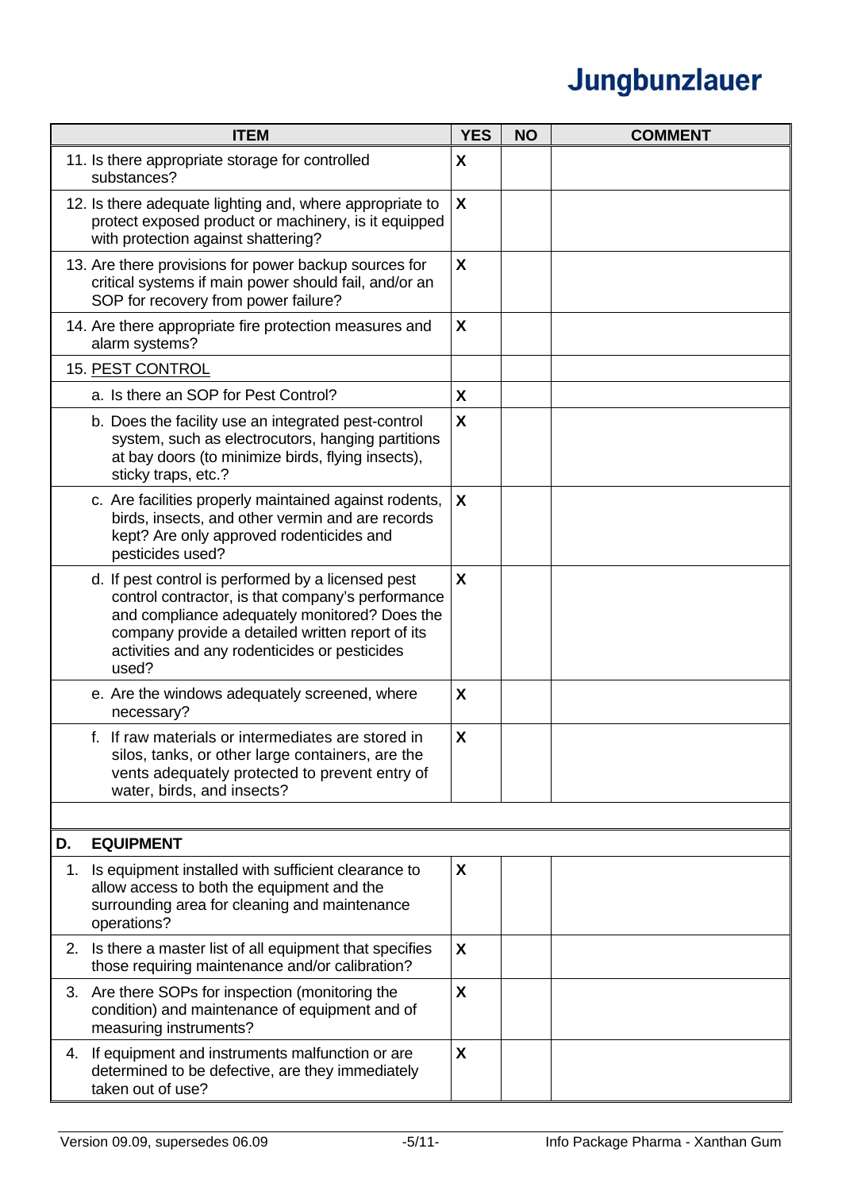| ITEM | YES | NO | COMMENT |
|---|---|---|---|
| 11. Is there appropriate storage for controlled substances? | X | | |
| 12. Is there adequate lighting and, where appropriate to protect exposed product or machinery, is it equipped with protection against shattering? | X | | |
| 13. Are there provisions for power backup sources for critical systems if main power should fail, and/or an SOP for recovery from power failure? | X | | |
| 14. Are there appropriate fire protection measures and alarm systems? | X | | |
| 15. PEST CONTROL | | | |
| a. Is there an SOP for Pest Control? | X | | |
| b. Does the facility use an integrated pest-control system, such as electrocutors, hanging partitions at bay doors (to minimize birds, flying insects), sticky traps, etc.? | X | | |
| c. Are facilities properly maintained against rodents, birds, insects, and other vermin and are records kept? Are only approved rodenticides and pesticides used? | X | | |
| d. If pest control is performed by a licensed pest control contractor, is that company's performance and compliance adequately monitored? Does the company provide a detailed written report of its activities and any rodenticides or pesticides used? | X | | |
| e. Are the windows adequately screened, where necessary? | X | | |
| f. If raw materials or intermediates are stored in silos, tanks, or other large containers, are the vents adequately protected to prevent entry of water, birds, and insects? | X | | |
| | | | |
| **D. EQUIPMENT** | | | |
| 1. Is equipment installed with sufficient clearance to allow access to both the equipment and the surrounding area for cleaning and maintenance operations? | X | | |
| 2. Is there a master list of all equipment that specifies those requiring maintenance and/or calibration? | X | | |
| 3. Are there SOPs for inspection (monitoring the condition) and maintenance of equipment and of measuring instruments? | X | | |
| 4. If equipment and instruments malfunction or are determined to be defective, are they immediately taken out of use? | X | | |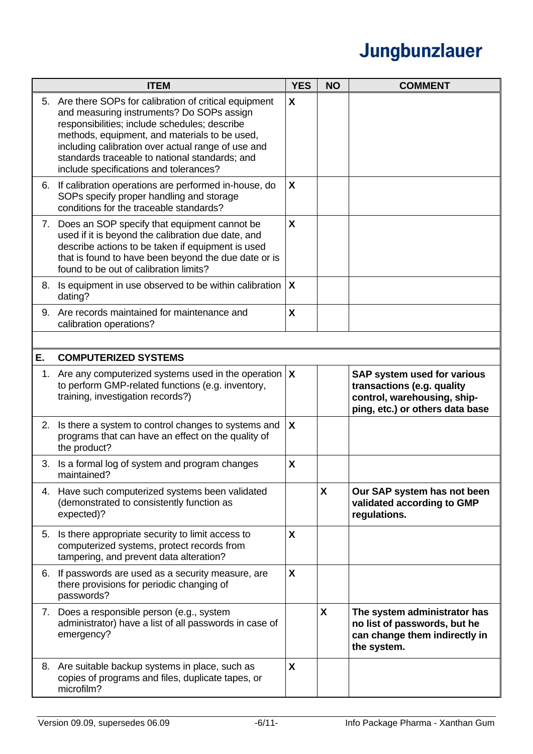| ITEM | YES | NO | COMMENT |
|---|---|---|---|
| 5. Are there SOPs for calibration of critical equipment and measuring instruments? Do SOPs assign responsibilities; include schedules; describe methods, equipment, and materials to be used, including calibration over actual range of use and standards traceable to national standards; and include specifications and tolerances? | X | | |
| 6. If calibration operations are performed in-house, do SOPs specify proper handling and storage conditions for the traceable standards? | X | | |
| 7. Does an SOP specify that equipment cannot be used if it is beyond the calibration due date, and describe actions to be taken if equipment is used that is found to have been beyond the due date or is found to be out of calibration limits? | X | | |
| 8. Is equipment in use observed to be within calibration dating? | X | | |
| 9. Are records maintained for maintenance and calibration operations? | X | | |
| | | | |
| **E. COMPUTERIZED SYSTEMS** | | | |
| 1. Are any computerized systems used in the operation to perform GMP-related functions (e.g. inventory, training, investigation records?) | X | | **SAP system used for various transactions (e.g. quality control, warehousing, shipping, etc.) or others data base** |
| 2. Is there a system to control changes to systems and programs that can have an effect on the quality of the product? | X | | |
| 3. Is a formal log of system and program changes maintained? | X | | |
| 4. Have such computerized systems been validated (demonstrated to consistently function as expected)? | | X | **Our SAP system has not been validated according to GMP regulations.** |
| 5. Is there appropriate security to limit access to computerized systems, protect records from tampering, and prevent data alteration? | X | | |
| 6. If passwords are used as a security measure, are there provisions for periodic changing of passwords? | X | | |
| 7. Does a responsible person (e.g., system administrator) have a list of all passwords in case of emergency? | | X | **The system administrator has no list of passwords, but he can change them indirectly in the system.** |
| 8. Are suitable backup systems in place, such as copies of programs and files, duplicate tapes, or microfilm? | X | | |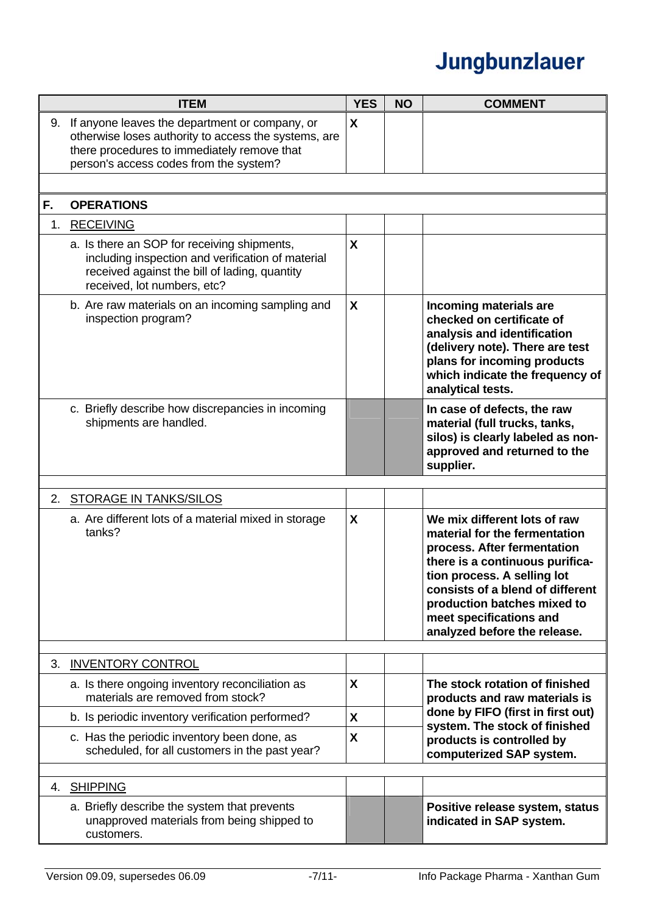| ITEM | YES | NO | COMMENT |
|---|---|---|---|
| 9. If anyone leaves the department or company, or otherwise loses authority to access the systems, are there procedures to immediately remove that person's access codes from the system? | X | | |
| | | | |
| **F. OPERATIONS** | | | |
| 1. RECEIVING | | | |
| a. Is there an SOP for receiving shipments, including inspection and verification of material received against the bill of lading, quantity received, lot numbers, etc? | X | | |
| b. Are raw materials on an incoming sampling and inspection program? | X | | **Incoming materials are checked on certificate of analysis and identification (delivery note). There are test plans for incoming products which indicate the frequency of analytical tests.** |
| c. Briefly describe how discrepancies in incoming shipments are handled. | | | **In case of defects, the raw material (full trucks, tanks, silos) is clearly labeled as non-approved and returned to the supplier.** |
| | | | |
| 2. STORAGE IN TANKS/SILOS | | | |
| a. Are different lots of a material mixed in storage tanks? | X | | **We mix different lots of raw material for the fermentation process. After fermentation there is a continuous purification process. A selling lot consists of a blend of different production batches mixed to meet specifications and analyzed before the release.** |
| | | | |
| 3. INVENTORY CONTROL | | | |
| a. Is there ongoing inventory reconciliation as materials are removed from stock? | X | | **The stock rotation of finished products and raw materials is done by FIFO (first in first out) system. The stock of finished products is controlled by computerized SAP system.** |
| b. Is periodic inventory verification performed? | X | | |
| c. Has the periodic inventory been done, as scheduled, for all customers in the past year? | X | | |
| | | | |
| 4. SHIPPING | | | |
| a. Briefly describe the system that prevents unapproved materials from being shipped to customers. | | | **Positive release system, status indicated in SAP system.** |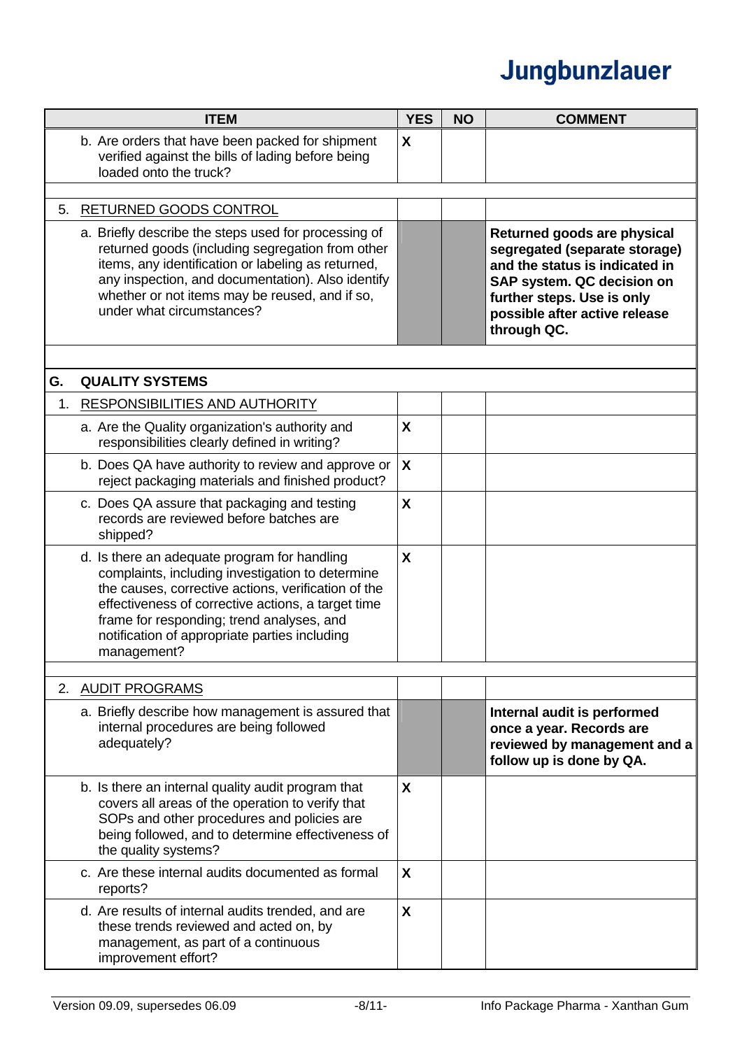| ITEM | YES | NO | COMMENT |
|---|---|---|---|
| b. Are orders that have been packed for shipment verified against the bills of lading before being loaded onto the truck? | X | | |
| | | | |
| 5. RETURNED GOODS CONTROL | | | |
| a. Briefly describe the steps used for processing of returned goods (including segregation from other items, any identification or labeling as returned, any inspection, and documentation). Also identify whether or not items may be reused, and if so, under what circumstances? | | | **Returned goods are physical segregated (separate storage) and the status is indicated in SAP system. QC decision on further steps. Use is only possible after active release through QC.** |
| | | | |
| **G. QUALITY SYSTEMS** | | | |
| 1. RESPONSIBILITIES AND AUTHORITY | | | |
| a. Are the Quality organization's authority and responsibilities clearly defined in writing? | X | | |
| b. Does QA have authority to review and approve or reject packaging materials and finished product? | X | | |
| c. Does QA assure that packaging and testing records are reviewed before batches are shipped? | X | | |
| d. Is there an adequate program for handling complaints, including investigation to determine the causes, corrective actions, verification of the effectiveness of corrective actions, a target time frame for responding; trend analyses, and notification of appropriate parties including management? | X | | |
| | | | |
| 2. AUDIT PROGRAMS | | | |
| a. Briefly describe how management is assured that internal procedures are being followed adequately? | | | **Internal audit is performed once a year. Records are reviewed by management and a follow up is done by QA.** |
| b. Is there an internal quality audit program that covers all areas of the operation to verify that SOPs and other procedures and policies are being followed, and to determine effectiveness of the quality systems? | X | | |
| c. Are these internal audits documented as formal reports? | X | | |
| d. Are results of internal audits trended, and are these trends reviewed and acted on, by management, as part of a continuous improvement effort? | X | | |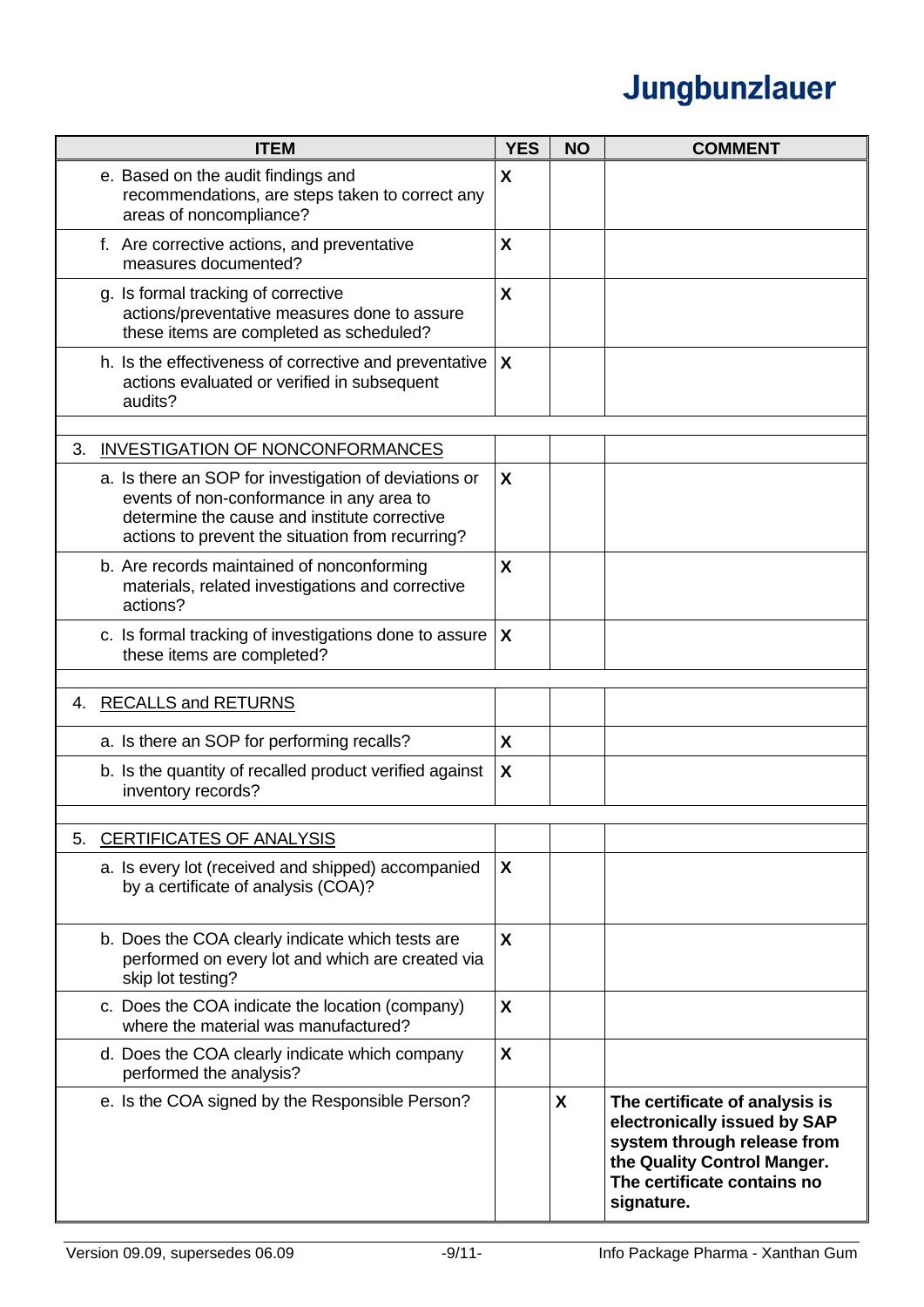| ITEM | YES | NO | COMMENT |
|---|---|---|---|
| e. Based on the audit findings and recommendations, are steps taken to correct any areas of noncompliance? | X | | |
| f. Are corrective actions, and preventative measures documented? | X | | |
| g. Is formal tracking of corrective actions/preventative measures done to assure these items are completed as scheduled? | X | | |
| h. Is the effectiveness of corrective and preventative actions evaluated or verified in subsequent audits? | X | | |
| | | | |
| 3. INVESTIGATION OF NONCONFORMANCES | | | |
| a. Is there an SOP for investigation of deviations or events of non-conformance in any area to determine the cause and institute corrective actions to prevent the situation from recurring? | X | | |
| b. Are records maintained of nonconforming materials, related investigations and corrective actions? | X | | |
| c. Is formal tracking of investigations done to assure these items are completed? | X | | |
| | | | |
| 4. RECALLS and RETURNS | | | |
| a. Is there an SOP for performing recalls? | X | | |
| b. Is the quantity of recalled product verified against inventory records? | X | | |
| | | | |
| 5. CERTIFICATES OF ANALYSIS | | | |
| a. Is every lot (received and shipped) accompanied by a certificate of analysis (COA)? | X | | |
| b. Does the COA clearly indicate which tests are performed on every lot and which are created via skip lot testing? | X | | |
| c. Does the COA indicate the location (company) where the material was manufactured? | X | | |
| d. Does the COA clearly indicate which company performed the analysis? | X | | |
| e. Is the COA signed by the Responsible Person? | | X | **The certificate of analysis is electronically issued by SAP system through release from the Quality Control Manger. The certificate contains no signature.** |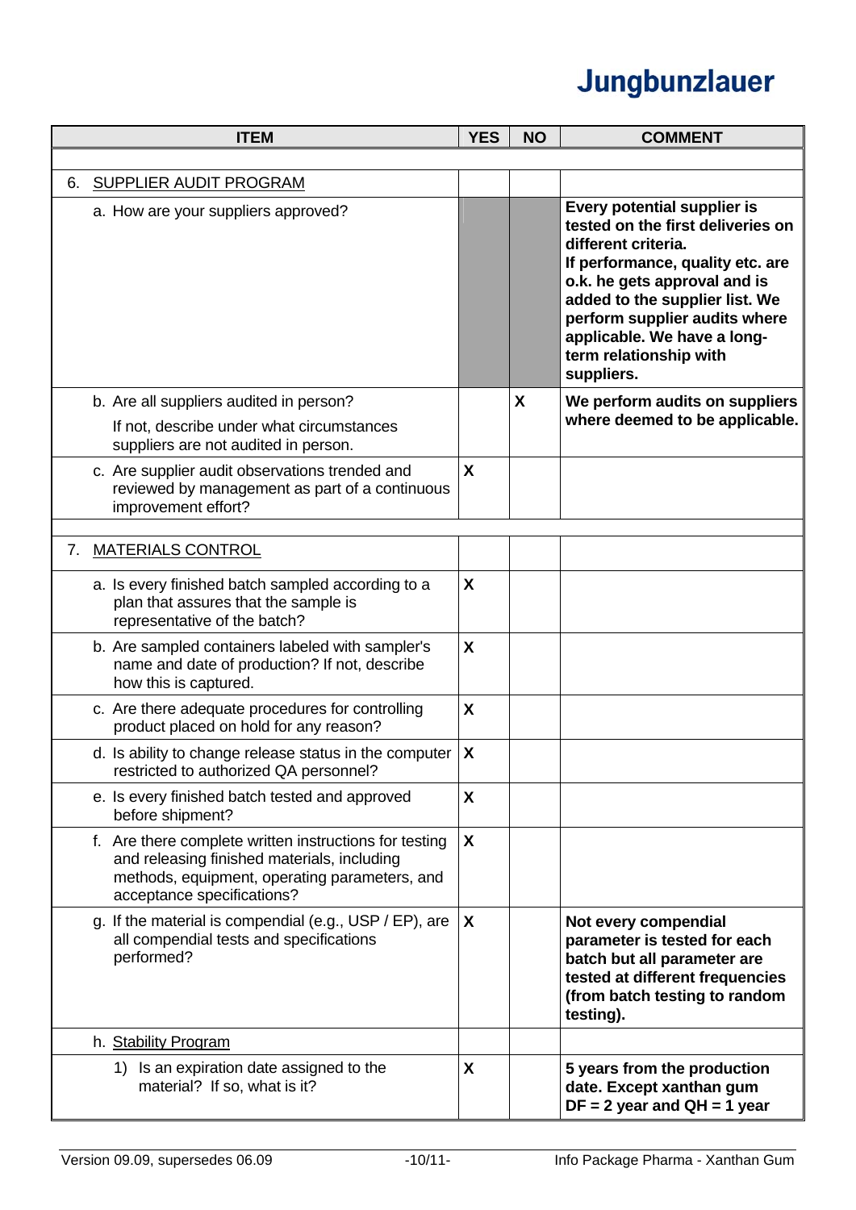| ITEM | YES | NO | COMMENT |
|---|---|---|---|
| | | | |
| 6. SUPPLIER AUDIT PROGRAM | | | |
| a. How are your suppliers approved? | | | **Every potential supplier is tested on the first deliveries on different criteria. If performance, quality etc. are o.k. he gets approval and is added to the supplier list. We perform supplier audits where applicable. We have a long-term relationship with suppliers.** |
| b. Are all suppliers audited in person? If not, describe under what circumstances suppliers are not audited in person. | | X | **We perform audits on suppliers where deemed to be applicable.** |
| c. Are supplier audit observations trended and reviewed by management as part of a continuous improvement effort? | X | | |
| | | | |
| 7. MATERIALS CONTROL | | | |
| a. Is every finished batch sampled according to a plan that assures that the sample is representative of the batch? | X | | |
| b. Are sampled containers labeled with sampler's name and date of production? If not, describe how this is captured. | X | | |
| c. Are there adequate procedures for controlling product placed on hold for any reason? | X | | |
| d. Is ability to change release status in the computer restricted to authorized QA personnel? | X | | |
| e. Is every finished batch tested and approved before shipment? | X | | |
| f. Are there complete written instructions for testing and releasing finished materials, including methods, equipment, operating parameters, and acceptance specifications? | X | | |
| g. If the material is compendial (e.g., USP / EP), are all compendial tests and specifications performed? | X | | **Not every compendial parameter is tested for each batch but all parameter are tested at different frequencies (from batch testing to random testing).** |
| h. Stability Program | | | |
| 1) Is an expiration date assigned to the material? If so, what is it? | X | | **5 years from the production date. Except xanthan gum DF = 2 year and QH = 1 year** |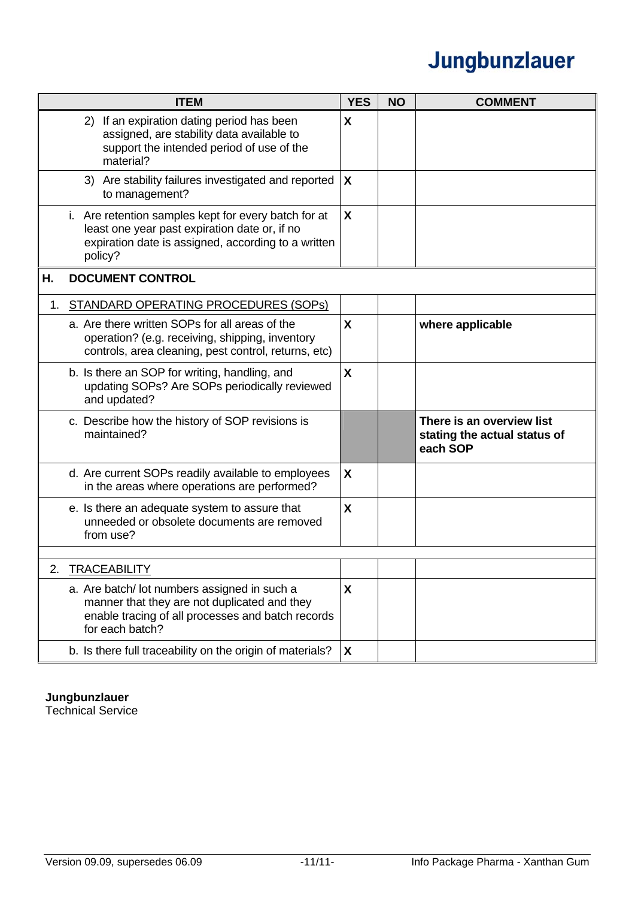| ITEM | YES | NO | COMMENT |
|---|---|---|---|
| 2) If an expiration dating period has been assigned, are stability data available to support the intended period of use of the material? | X | | |
| 3) Are stability failures investigated and reported to management? | X | | |
| i. Are retention samples kept for every batch for at least one year past expiration date or, if no expiration date is assigned, according to a written policy? | X | | |
| **H. DOCUMENT CONTROL** | | | |
| 1. STANDARD OPERATING PROCEDURES (SOPs) | | | |
| a. Are there written SOPs for all areas of the operation? (e.g. receiving, shipping, inventory controls, area cleaning, pest control, returns, etc) | X | | **where applicable** |
| b. Is there an SOP for writing, handling, and updating SOPs? Are SOPs periodically reviewed and updated? | X | | |
| c. Describe how the history of SOP revisions is maintained? | | | **There is an overview list stating the actual status of each SOP** |
| d. Are current SOPs readily available to employees in the areas where operations are performed? | X | | |
| e. Is there an adequate system to assure that unneeded or obsolete documents are removed from use? | X | | |
| | | | |
| 2. TRACEABILITY | | | |
| a. Are batch/ lot numbers assigned in such a manner that they are not duplicated and they enable tracing of all processes and batch records for each batch? | X | | |
| b. Is there full traceability on the origin of materials? | X | | |

**Jungbunzlauer**
Technical Service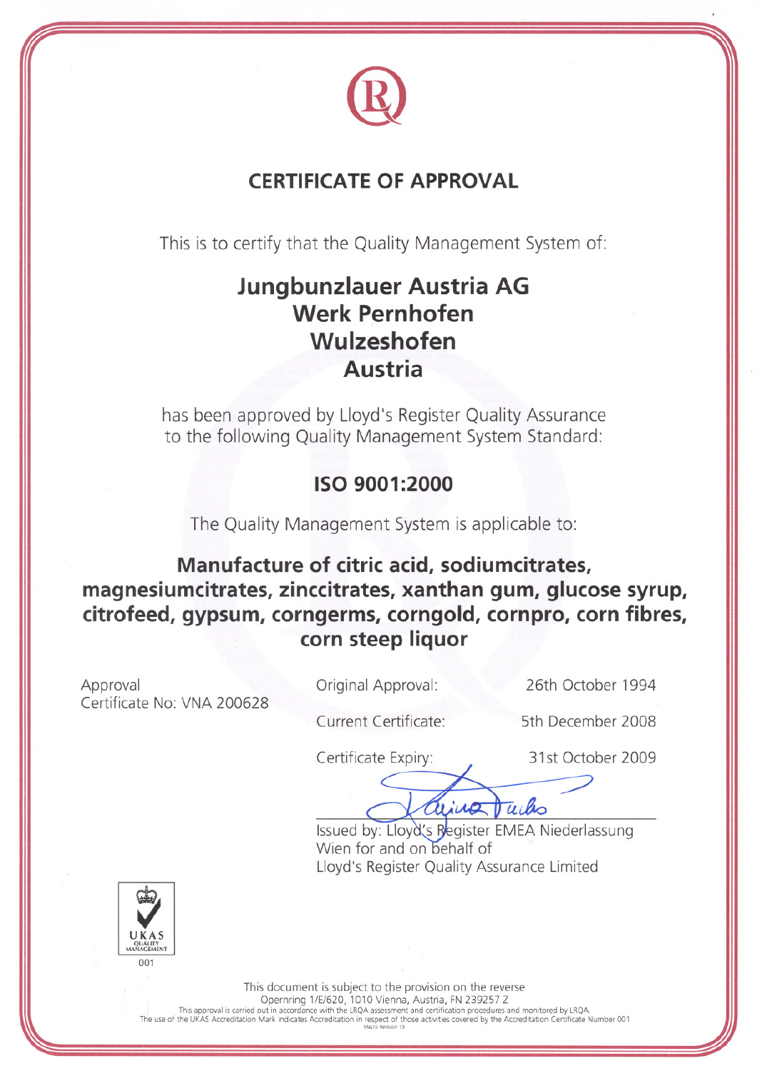# CERTIFICATE OF APPROVAL

This is to certify that the Quality Management System of:

**Jungbunzlauer Austria AG**
**Werk Pernhofen**
**Wulzeshofen**
**Austria**

has been approved by Lloyd's Register Quality Assurance to the following Quality Management System Standard:

**ISO 9001:2000**

The Quality Management System is applicable to:

**Manufacture of citric acid, sodiumcitrates, magnesiumcitrates, zinccitrates, xanthan gum, glucose syrup, citrofeed, gypsum, corngerms, corngold, cornpro, corn fibres, corn steep liquor**

Approval
Certificate No: VNA 200628

| | |
|---|---|
| Original Approval: | 26th October 1994 |
| Current Certificate: | 5th December 2008 |
| Certificate Expiry: | 31st October 2009 |

Issued by: Lloyd's Register EMEA Niederlassung Wien for and on behalf of
Lloyd's Register Quality Assurance Limited

UKAS QUALITY MANAGEMENT
001

This document is subject to the provision on the reverse
Opernring 1/E/620, 1010 Vienna, Austria, FN 239257 Z
This approval is carried out in accordance with the LRQA assessment and certification procedures and monitored by LRQA.
The use of the UKAS Accreditation Mark indicates Accreditation in respect of those activities covered by the Accreditation Certificate Number 001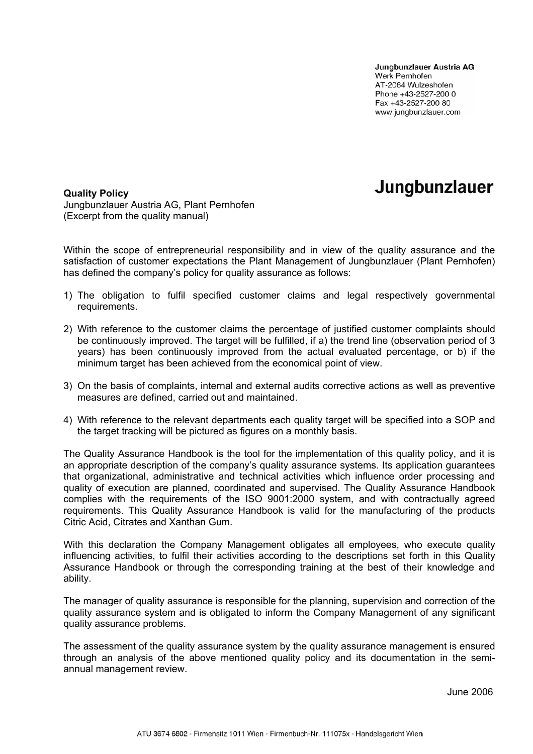Jungbunzlauer Austria AG
Werk Pernhofen
AT-2064 Wulzeshofen
Phone +43-2527-200 0
Fax +43-2527-200 80
www.jungbunzlauer.com

**Jungbunzlauer**

**Quality Policy**
Jungbunzlauer Austria AG, Plant Pernhofen
(Excerpt from the quality manual)

Within the scope of entrepreneurial responsibility and in view of the quality assurance and the satisfaction of customer expectations the Plant Management of Jungbunzlauer (Plant Pernhofen) has defined the company's policy for quality assurance as follows:

1) The obligation to fulfil specified customer claims and legal respectively governmental requirements.

2) With reference to the customer claims the percentage of justified customer complaints should be continuously improved. The target will be fulfilled, if a) the trend line (observation period of 3 years) has been continuously improved from the actual evaluated percentage, or b) if the minimum target has been achieved from the economical point of view.

3) On the basis of complaints, internal and external audits corrective actions as well as preventive measures are defined, carried out and maintained.

4) With reference to the relevant departments each quality target will be specified into a SOP and the target tracking will be pictured as figures on a monthly basis.

The Quality Assurance Handbook is the tool for the implementation of this quality policy, and it is an appropriate description of the company's quality assurance systems. Its application guarantees that organizational, administrative and technical activities which influence order processing and quality of execution are planned, coordinated and supervised. The Quality Assurance Handbook complies with the requirements of the ISO 9001:2000 system, and with contractually agreed requirements. This Quality Assurance Handbook is valid for the manufacturing of the products Citric Acid, Citrates and Xanthan Gum.

With this declaration the Company Management obligates all employees, who execute quality influencing activities, to fulfil their activities according to the descriptions set forth in this Quality Assurance Handbook or through the corresponding training at the best of their knowledge and ability.

The manager of quality assurance is responsible for the planning, supervision and correction of the quality assurance system and is obligated to inform the Company Management of any significant quality assurance problems.

The assessment of the quality assurance system by the quality assurance management is ensured through an analysis of the above mentioned quality policy and its documentation in the semi-annual management review.

June 2006

ATU 3674 6802 - Firmensitz 1011 Wien - Firmenbuch-Nr. 111075x - Handelsgericht Wien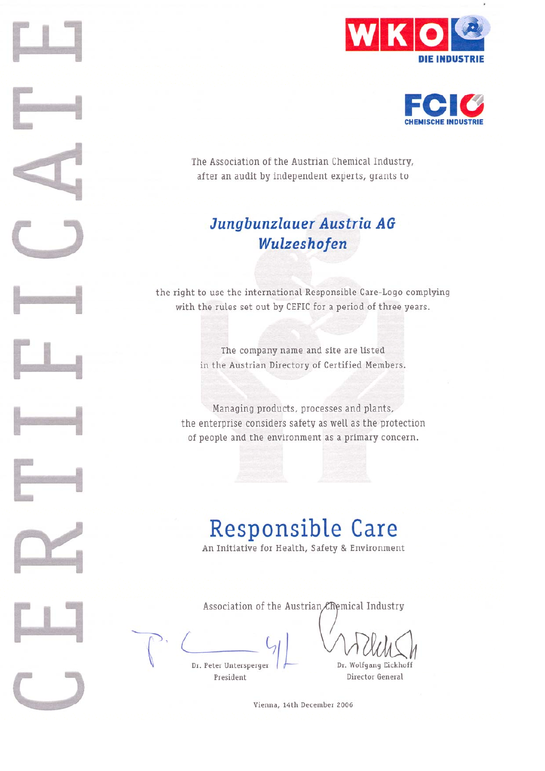# CERTIFICATE

WKO
DIE INDUSTRIE

FCIO
CHEMISCHE INDUSTRIE

The Association of the Austrian Chemical Industry,
after an audit by independent experts, grants to

## *Jungbunzlauer Austria AG*
## *Wulzeshofen*

the right to use the international Responsible Care-Logo complying with the rules set out by CEFIC for a period of three years.

The company name and site are listed
in the Austrian Directory of Certified Members.

Managing products, processes and plants,
the enterprise considers safety as well as the protection
of people and the environment as a primary concern.

# Responsible Care

An Initiative for Health, Safety & Environment

Association of the Austrian Chemical Industry

| Dr. Peter Untersperger | Dr. Wolfgang Eickhoff |
| --- | --- |
| President | Director General |

Vienna, 14th December 2006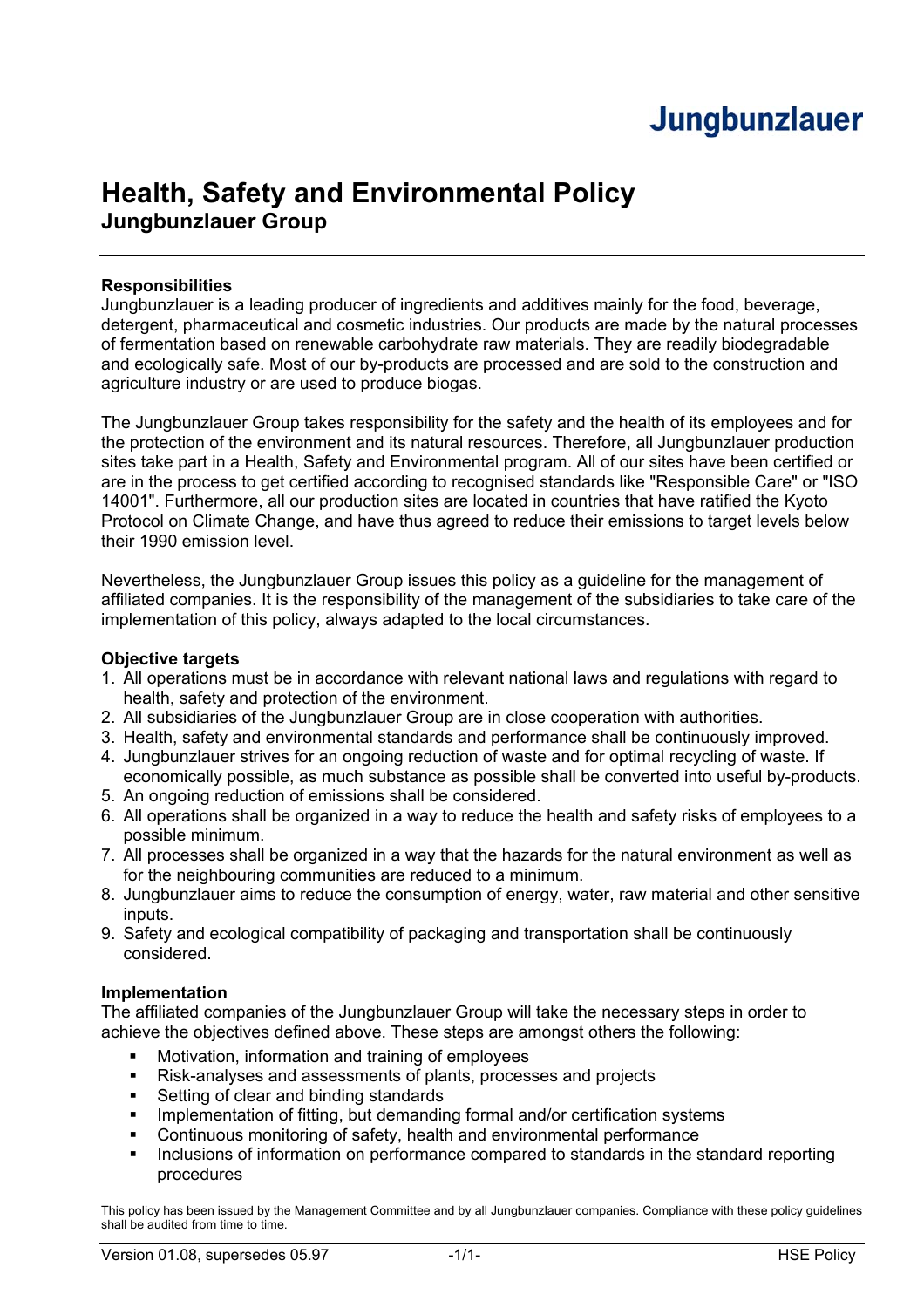Jungbunzlauer

# Health, Safety and Environmental Policy
## Jungbunzlauer Group

### Responsibilities

Jungbunzlauer is a leading producer of ingredients and additives mainly for the food, beverage, detergent, pharmaceutical and cosmetic industries. Our products are made by the natural processes of fermentation based on renewable carbohydrate raw materials. They are readily biodegradable and ecologically safe. Most of our by-products are processed and are sold to the construction and agriculture industry or are used to produce biogas.

The Jungbunzlauer Group takes responsibility for the safety and the health of its employees and for the protection of the environment and its natural resources. Therefore, all Jungbunzlauer production sites take part in a Health, Safety and Environmental program. All of our sites have been certified or are in the process to get certified according to recognised standards like "Responsible Care" or "ISO 14001". Furthermore, all our production sites are located in countries that have ratified the Kyoto Protocol on Climate Change, and have thus agreed to reduce their emissions to target levels below their 1990 emission level.

Nevertheless, the Jungbunzlauer Group issues this policy as a guideline for the management of affiliated companies. It is the responsibility of the management of the subsidiaries to take care of the implementation of this policy, always adapted to the local circumstances.

### Objective targets

1. All operations must be in accordance with relevant national laws and regulations with regard to health, safety and protection of the environment.
2. All subsidiaries of the Jungbunzlauer Group are in close cooperation with authorities.
3. Health, safety and environmental standards and performance shall be continuously improved.
4. Jungbunzlauer strives for an ongoing reduction of waste and for optimal recycling of waste. If economically possible, as much substance as possible shall be converted into useful by-products.
5. An ongoing reduction of emissions shall be considered.
6. All operations shall be organized in a way to reduce the health and safety risks of employees to a possible minimum.
7. All processes shall be organized in a way that the hazards for the natural environment as well as for the neighbouring communities are reduced to a minimum.
8. Jungbunzlauer aims to reduce the consumption of energy, water, raw material and other sensitive inputs.
9. Safety and ecological compatibility of packaging and transportation shall be continuously considered.

### Implementation

The affiliated companies of the Jungbunzlauer Group will take the necessary steps in order to achieve the objectives defined above. These steps are amongst others the following:

- Motivation, information and training of employees
- Risk-analyses and assessments of plants, processes and projects
- Setting of clear and binding standards
- Implementation of fitting, but demanding formal and/or certification systems
- Continuous monitoring of safety, health and environmental performance
- Inclusions of information on performance compared to standards in the standard reporting procedures

This policy has been issued by the Management Committee and by all Jungbunzlauer companies. Compliance with these policy guidelines shall be audited from time to time.

Version 01.08, supersedes 05.97 | HSE Policy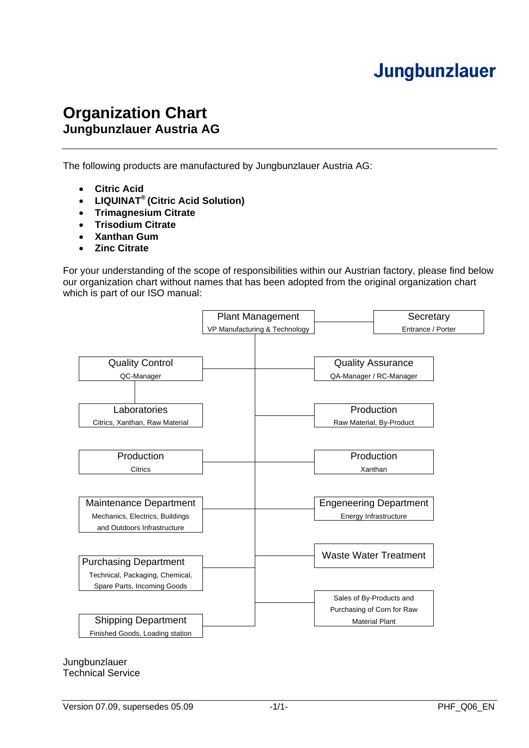# Organization Chart
## Jungbunzlauer Austria AG

The following products are manufactured by Jungbunzlauer Austria AG:

- **Citric Acid**
- **LIQUINAT® (Citric Acid Solution)**
- **Trimagnesium Citrate**
- **Trisodium Citrate**
- **Xanthan Gum**
- **Zinc Citrate**

For your understanding of the scope of responsibilities within our Austrian factory, please find below our organization chart without names that has been adopted from the original organization chart which is part of our ISO manual:

- **Plant Management** – VP Manufacturing & Technology
  - **Secretary** – Entrance / Porter
  - **Quality Control** – QC-Manager
    - **Laboratories** – Citrics, Xanthan, Raw Material
  - **Quality Assurance** – QA-Manager / RC-Manager
  - **Production** – Raw Material, By-Product
  - **Production** – Citrics
  - **Production** – Xanthan
  - **Maintenance Department** – Mechanics, Electrics, Buildings and Outdoors Infrastructure
  - **Engeneering Department** – Energy Infrastructure
  - **Waste Water Treatment**
  - **Purchasing Department** – Technical, Packaging, Chemical, Spare Parts, Incoming Goods
  - Sales of By-Products and Purchasing of Corn for Raw Material Plant
  - **Shipping Department** – Finished Goods, Loading station

Jungbunzlauer
Technical Service

Version 07.09, supersedes 05.09 PHF_Q06_EN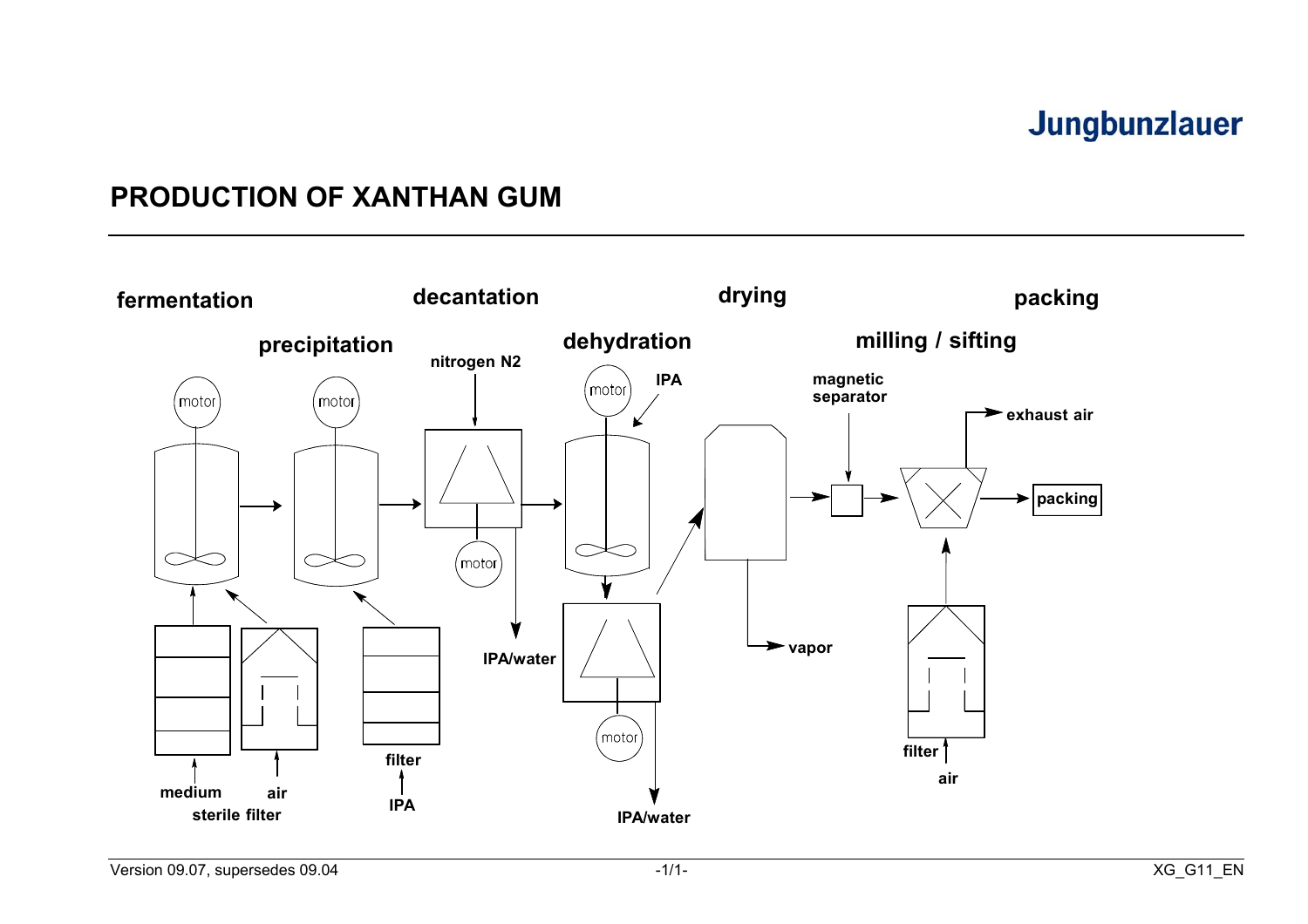Jungbunzlauer

# PRODUCTION OF XANTHAN GUM

fermentation

precipitation

decantation

dehydration

drying

milling / sifting

packing

nitrogen N2

IPA

magnetic separator

exhaust air

motor

motor

motor

motor

motor

packing

IPA/water

vapor

IPA/water

medium

air

sterile filter

filter

IPA

filter

air

Version 09.07, supersedes 09.04

XG_G11_EN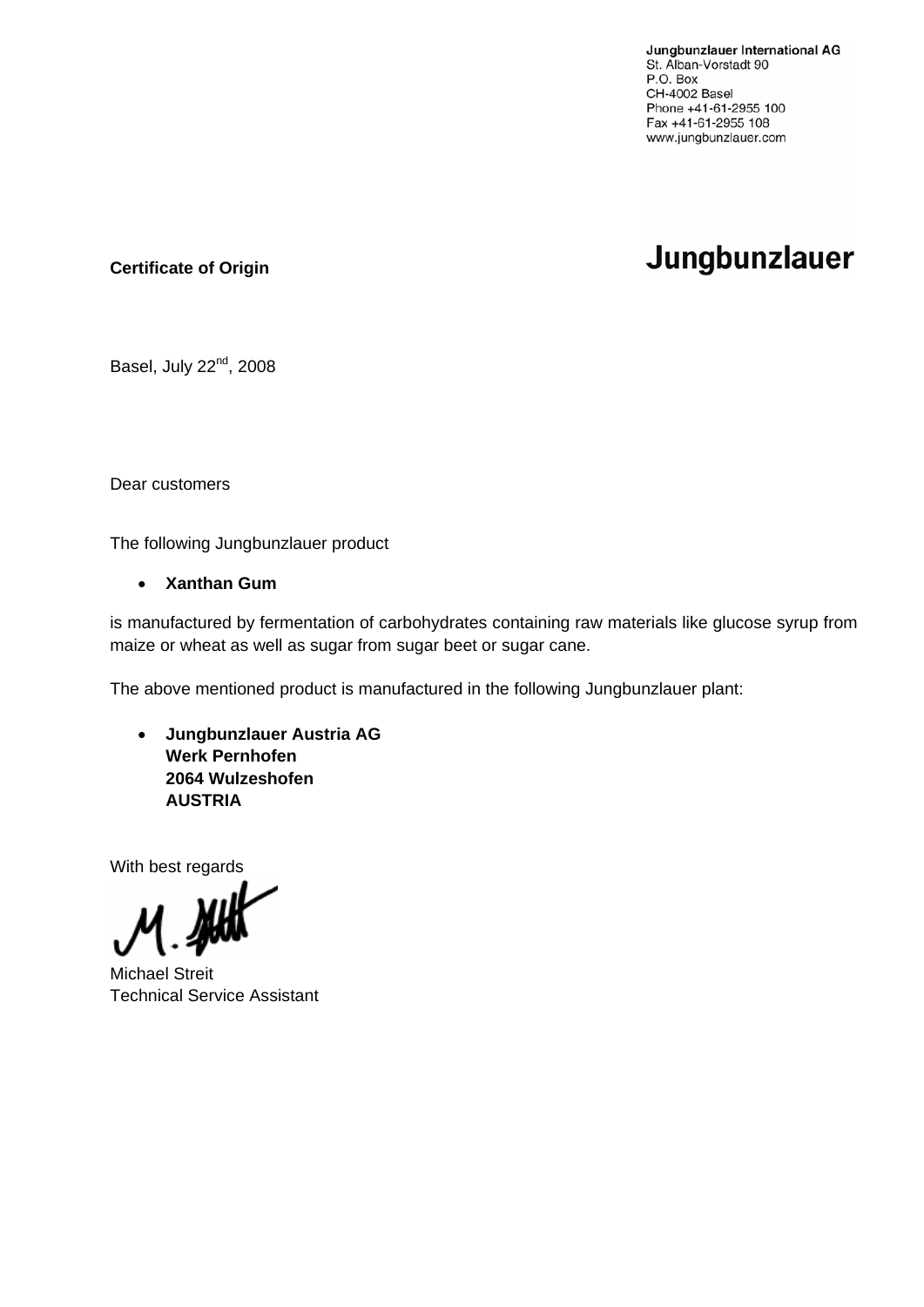Jungbunzlauer International AG
St. Alban-Vorstadt 90
P.O. Box
CH-4002 Basel
Phone +41-61-2955 100
Fax +41-61-2955 108
www.jungbunzlauer.com

**Jungbunzlauer**

**Certificate of Origin**

Basel, July 22nd, 2008

Dear customers

The following Jungbunzlauer product

- **Xanthan Gum**

is manufactured by fermentation of carbohydrates containing raw materials like glucose syrup from maize or wheat as well as sugar from sugar beet or sugar cane.

The above mentioned product is manufactured in the following Jungbunzlauer plant:

- **Jungbunzlauer Austria AG**
  **Werk Pernhofen**
  **2064 Wulzeshofen**
  **AUSTRIA**

With best regards

Michael Streit
Technical Service Assistant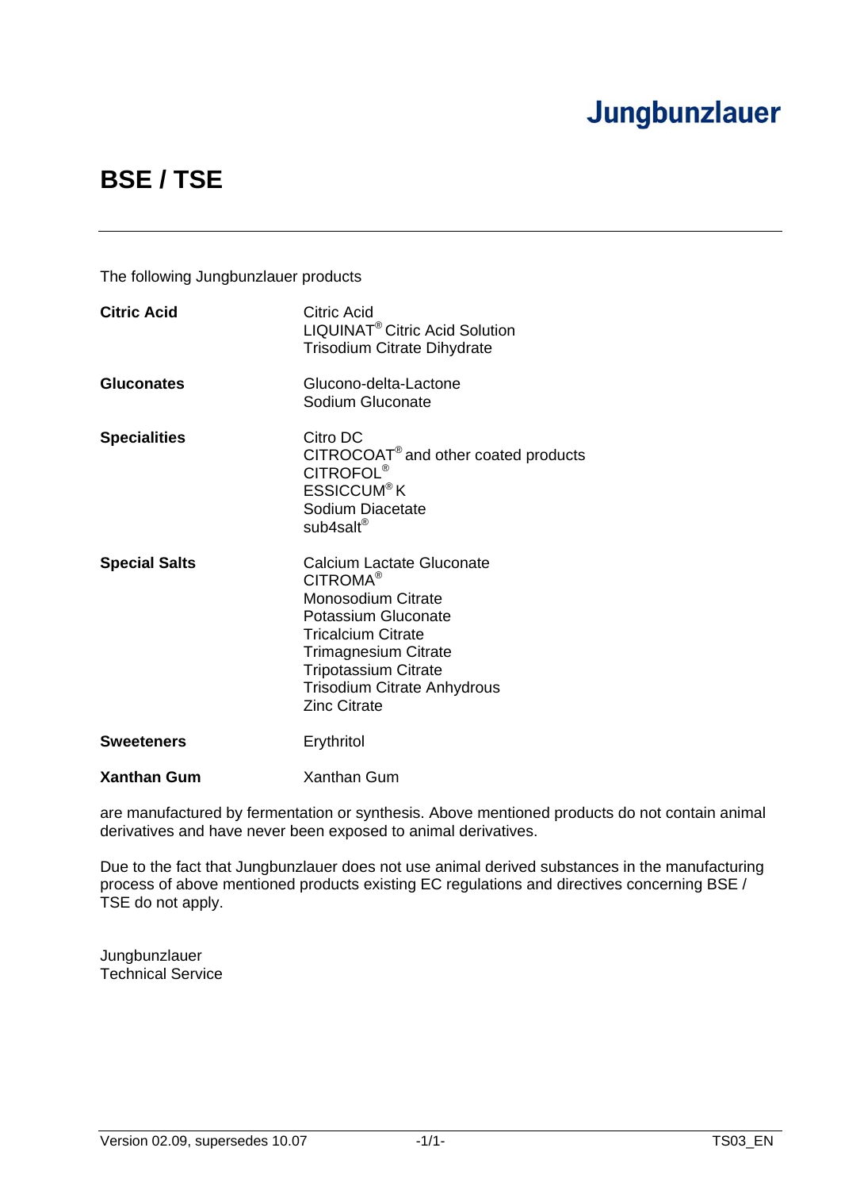Jungbunzlauer

# BSE / TSE

The following Jungbunzlauer products

| | |
|---|---|
| **Citric Acid** | Citric Acid<br>LIQUINAT® Citric Acid Solution<br>Trisodium Citrate Dihydrate |
| **Gluconates** | Glucono-delta-Lactone<br>Sodium Gluconate |
| **Specialities** | Citro DC<br>CITROCOAT® and other coated products<br>CITROFOL®<br>ESSICCUM® K<br>Sodium Diacetate<br>sub4salt® |
| **Special Salts** | Calcium Lactate Gluconate<br>CITROMA®<br>Monosodium Citrate<br>Potassium Gluconate<br>Tricalcium Citrate<br>Trimagnesium Citrate<br>Tripotassium Citrate<br>Trisodium Citrate Anhydrous<br>Zinc Citrate |
| **Sweeteners** | Erythritol |
| **Xanthan Gum** | Xanthan Gum |

are manufactured by fermentation or synthesis. Above mentioned products do not contain animal derivatives and have never been exposed to animal derivatives.

Due to the fact that Jungbunzlauer does not use animal derived substances in the manufacturing process of above mentioned products existing EC regulations and directives concerning BSE / TSE do not apply.

Jungbunzlauer
Technical Service

Version 02.09, supersedes 10.07 TS03_EN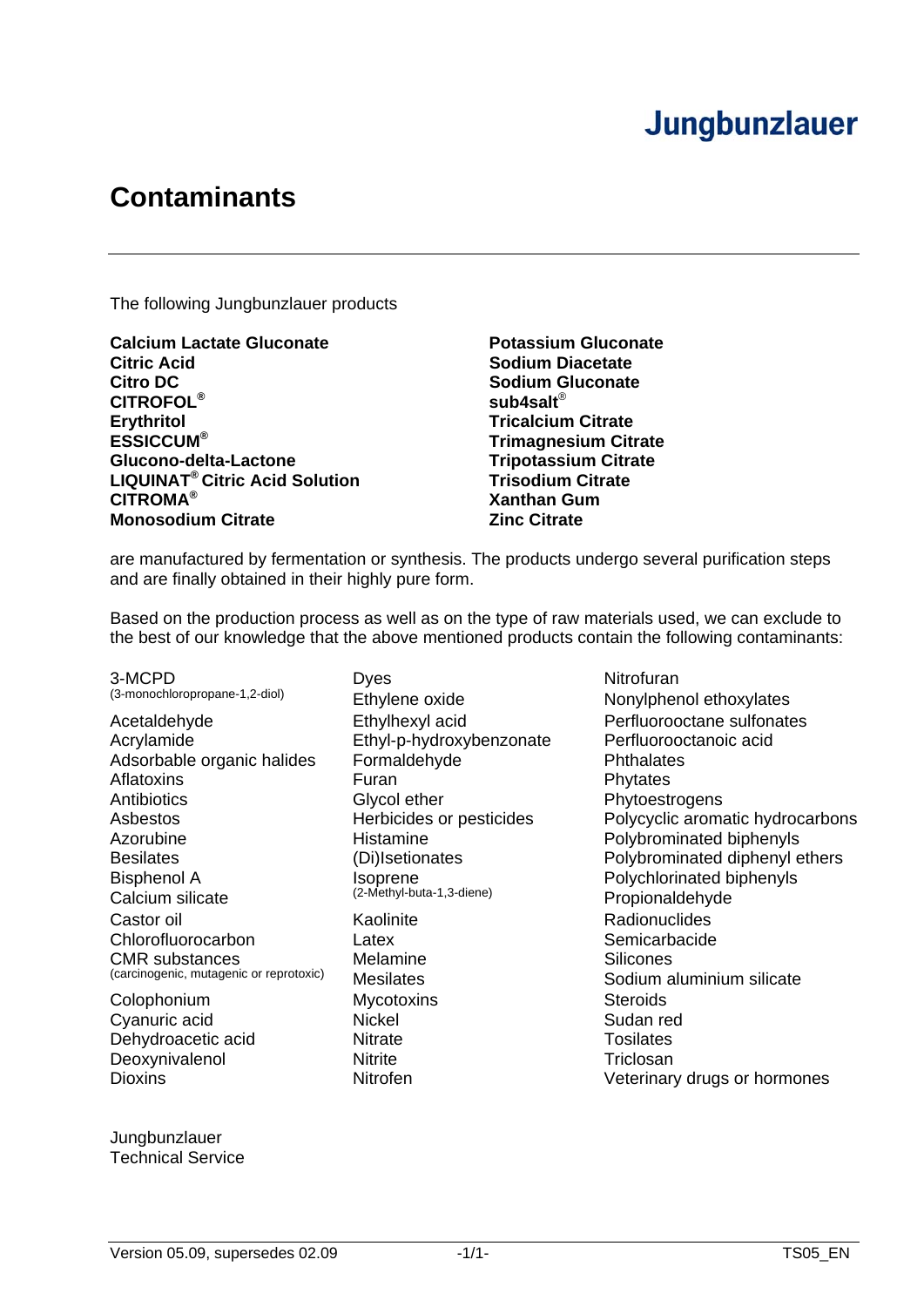Jungbunzlauer

# Contaminants

The following Jungbunzlauer products

**Calcium Lactate Gluconate**
**Citric Acid**
**Citro DC**
**CITROFOL®**
**Erythritol**
**ESSICCUM®**
**Glucono-delta-Lactone**
**LIQUINAT® Citric Acid Solution**
**CITROMA®**
**Monosodium Citrate**
**Potassium Gluconate**
**Sodium Diacetate**
**Sodium Gluconate**
**sub4salt®**
**Tricalcium Citrate**
**Trimagnesium Citrate**
**Tripotassium Citrate**
**Trisodium Citrate**
**Xanthan Gum**
**Zinc Citrate**

are manufactured by fermentation or synthesis. The products undergo several purification steps and are finally obtained in their highly pure form.

Based on the production process as well as on the type of raw materials used, we can exclude to the best of our knowledge that the above mentioned products contain the following contaminants:

3-MCPD
(3-monochloropropane-1,2-diol)
Acetaldehyde
Acrylamide
Adsorbable organic halides
Aflatoxins
Antibiotics
Asbestos
Azorubine
Besilates
Bisphenol A
Calcium silicate
Castor oil
Chlorofluorocarbon
CMR substances
(carcinogenic, mutagenic or reprotoxic)
Colophonium
Cyanuric acid
Dehydroacetic acid
Deoxynivalenol
Dioxins
Dyes
Ethylene oxide
Ethylhexyl acid
Ethyl-p-hydroxybenzonate
Formaldehyde
Furan
Glycol ether
Herbicides or pesticides
Histamine
(Di)Isetionates
Isoprene
(2-Methyl-buta-1,3-diene)
Kaolinite
Latex
Melamine
Mesilates
Mycotoxins
Nickel
Nitrate
Nitrite
Nitrofen
Nitrofuran
Nonylphenol ethoxylates
Perfluorooctane sulfonates
Perfluorooctanoic acid
Phthalates
Phytates
Phytoestrogens
Polycyclic aromatic hydrocarbons
Polybrominated biphenyls
Polybrominated diphenyl ethers
Polychlorinated biphenyls
Propionaldehyde
Radionuclides
Semicarbacide
Silicones
Sodium aluminium silicate
Steroids
Sudan red
Tosilates
Triclosan
Veterinary drugs or hormones

Jungbunzlauer
Technical Service

Version 05.09, supersedes 02.09 TS05_EN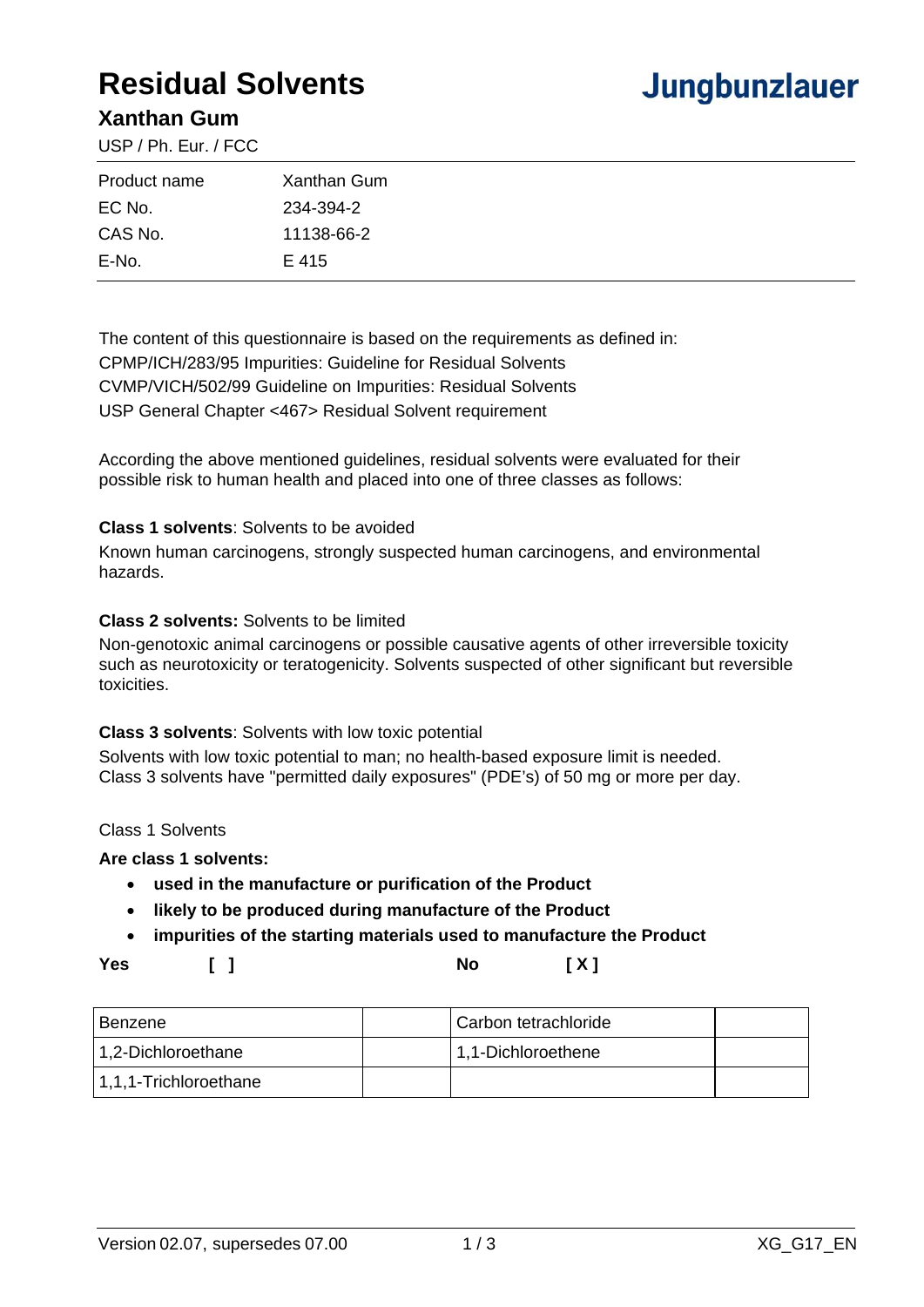# Residual Solvents

## Xanthan Gum

USP / Ph. Eur. / FCC

Jungbunzlauer

| Product name | Xanthan Gum |
|---|---|
| EC No. | 234-394-2 |
| CAS No. | 11138-66-2 |
| E-No. | E 415 |

The content of this questionnaire is based on the requirements as defined in:
CPMP/ICH/283/95 Impurities: Guideline for Residual Solvents
CVMP/VICH/502/99 Guideline on Impurities: Residual Solvents
USP General Chapter <467> Residual Solvent requirement

According the above mentioned guidelines, residual solvents were evaluated for their possible risk to human health and placed into one of three classes as follows:

**Class 1 solvents**: Solvents to be avoided

Known human carcinogens, strongly suspected human carcinogens, and environmental hazards.

**Class 2 solvents:** Solvents to be limited

Non-genotoxic animal carcinogens or possible causative agents of other irreversible toxicity such as neurotoxicity or teratogenicity. Solvents suspected of other significant but reversible toxicities.

**Class 3 solvents**: Solvents with low toxic potential

Solvents with low toxic potential to man; no health-based exposure limit is needed. Class 3 solvents have "permitted daily exposures" (PDE's) of 50 mg or more per day.

Class 1 Solvents

**Are class 1 solvents:**

- **used in the manufacture or purification of the Product**
- **likely to be produced during manufacture of the Product**
- **impurities of the starting materials used to manufacture the Product**

**Yes** **[ ]** **No** **[ X ]**

| Benzene | | Carbon tetrachloride | |
|---|---|---|---|
| 1,2-Dichloroethane | | 1,1-Dichloroethene | |
| 1,1,1-Trichloroethane | | | |

Version 02.07, supersedes 07.00 XG_G17_EN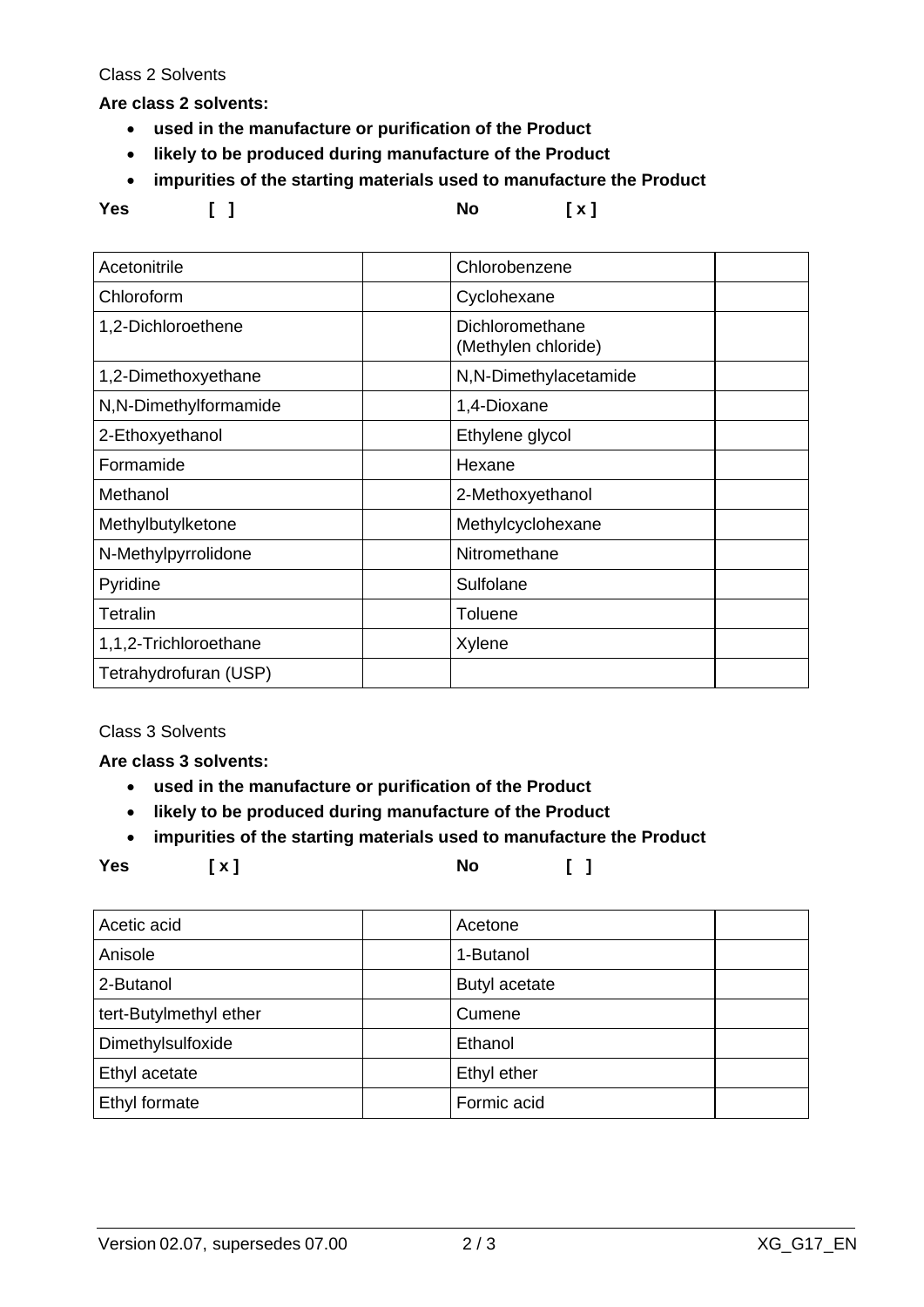Class 2 Solvents

**Are class 2 solvents:**

- **used in the manufacture or purification of the Product**
- **likely to be produced during manufacture of the Product**
- **impurities of the starting materials used to manufacture the Product**

**Yes** [ ] **No** [ x ]

| | | | |
|---|---|---|---|
| Acetonitrile | | Chlorobenzene | |
| Chloroform | | Cyclohexane | |
| 1,2-Dichloroethene | | Dichloromethane (Methylen chloride) | |
| 1,2-Dimethoxyethane | | N,N-Dimethylacetamide | |
| N,N-Dimethylformamide | | 1,4-Dioxane | |
| 2-Ethoxyethanol | | Ethylene glycol | |
| Formamide | | Hexane | |
| Methanol | | 2-Methoxyethanol | |
| Methylbutylketone | | Methylcyclohexane | |
| N-Methylpyrrolidone | | Nitromethane | |
| Pyridine | | Sulfolane | |
| Tetralin | | Toluene | |
| 1,1,2-Trichloroethane | | Xylene | |
| Tetrahydrofuran (USP) | | | |

Class 3 Solvents

**Are class 3 solvents:**

- **used in the manufacture or purification of the Product**
- **likely to be produced during manufacture of the Product**
- **impurities of the starting materials used to manufacture the Product**

**Yes** [ x ] **No** [ ]

| | | | |
|---|---|---|---|
| Acetic acid | | Acetone | |
| Anisole | | 1-Butanol | |
| 2-Butanol | | Butyl acetate | |
| tert-Butylmethyl ether | | Cumene | |
| Dimethylsulfoxide | | Ethanol | |
| Ethyl acetate | | Ethyl ether | |
| Ethyl formate | | Formic acid | |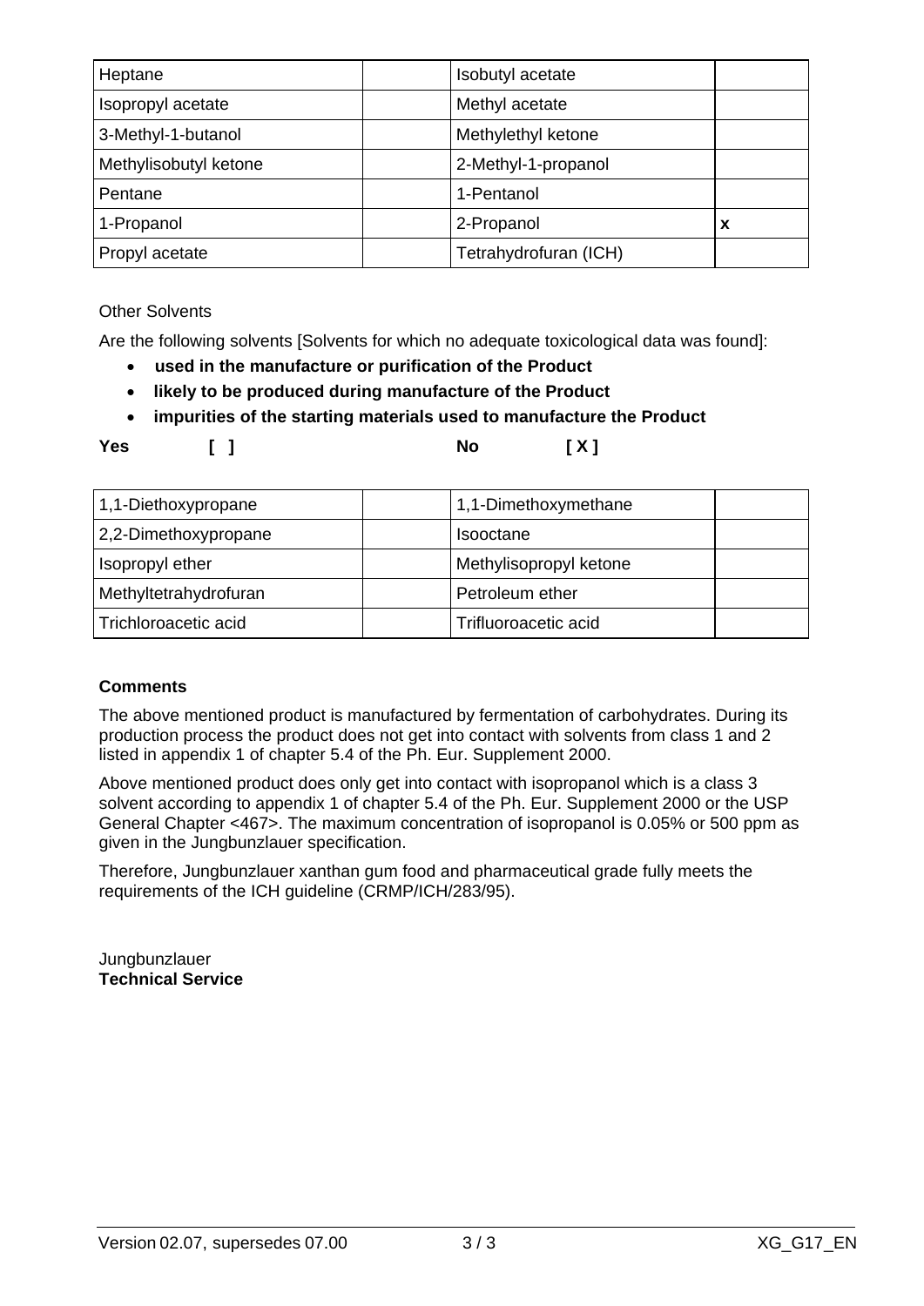| | | | |
|---|---|---|---|
| Heptane | | Isobutyl acetate | |
| Isopropyl acetate | | Methyl acetate | |
| 3-Methyl-1-butanol | | Methylethyl ketone | |
| Methylisobutyl ketone | | 2-Methyl-1-propanol | |
| Pentane | | 1-Pentanol | |
| 1-Propanol | | 2-Propanol | **x** |
| Propyl acetate | | Tetrahydrofuran (ICH) | |

Other Solvents

Are the following solvents [Solvents for which no adequate toxicological data was found]:

- **used in the manufacture or purification of the Product**
- **likely to be produced during manufacture of the Product**
- **impurities of the starting materials used to manufacture the Product**

**Yes [ ]** **No [ X ]**

| | | | |
|---|---|---|---|
| 1,1-Diethoxypropane | | 1,1-Dimethoxymethane | |
| 2,2-Dimethoxypropane | | Isooctane | |
| Isopropyl ether | | Methylisopropyl ketone | |
| Methyltetrahydrofuran | | Petroleum ether | |
| Trichloroacetic acid | | Trifluoroacetic acid | |

**Comments**

The above mentioned product is manufactured by fermentation of carbohydrates. During its production process the product does not get into contact with solvents from class 1 and 2 listed in appendix 1 of chapter 5.4 of the Ph. Eur. Supplement 2000.

Above mentioned product does only get into contact with isopropanol which is a class 3 solvent according to appendix 1 of chapter 5.4 of the Ph. Eur. Supplement 2000 or the USP General Chapter <467>. The maximum concentration of isopropanol is 0.05% or 500 ppm as given in the Jungbunzlauer specification.

Therefore, Jungbunzlauer xanthan gum food and pharmaceutical grade fully meets the requirements of the ICH guideline (CRMP/ICH/283/95).

Jungbunzlauer
**Technical Service**

Version 02.07, supersedes 07.00 XG_G17_EN